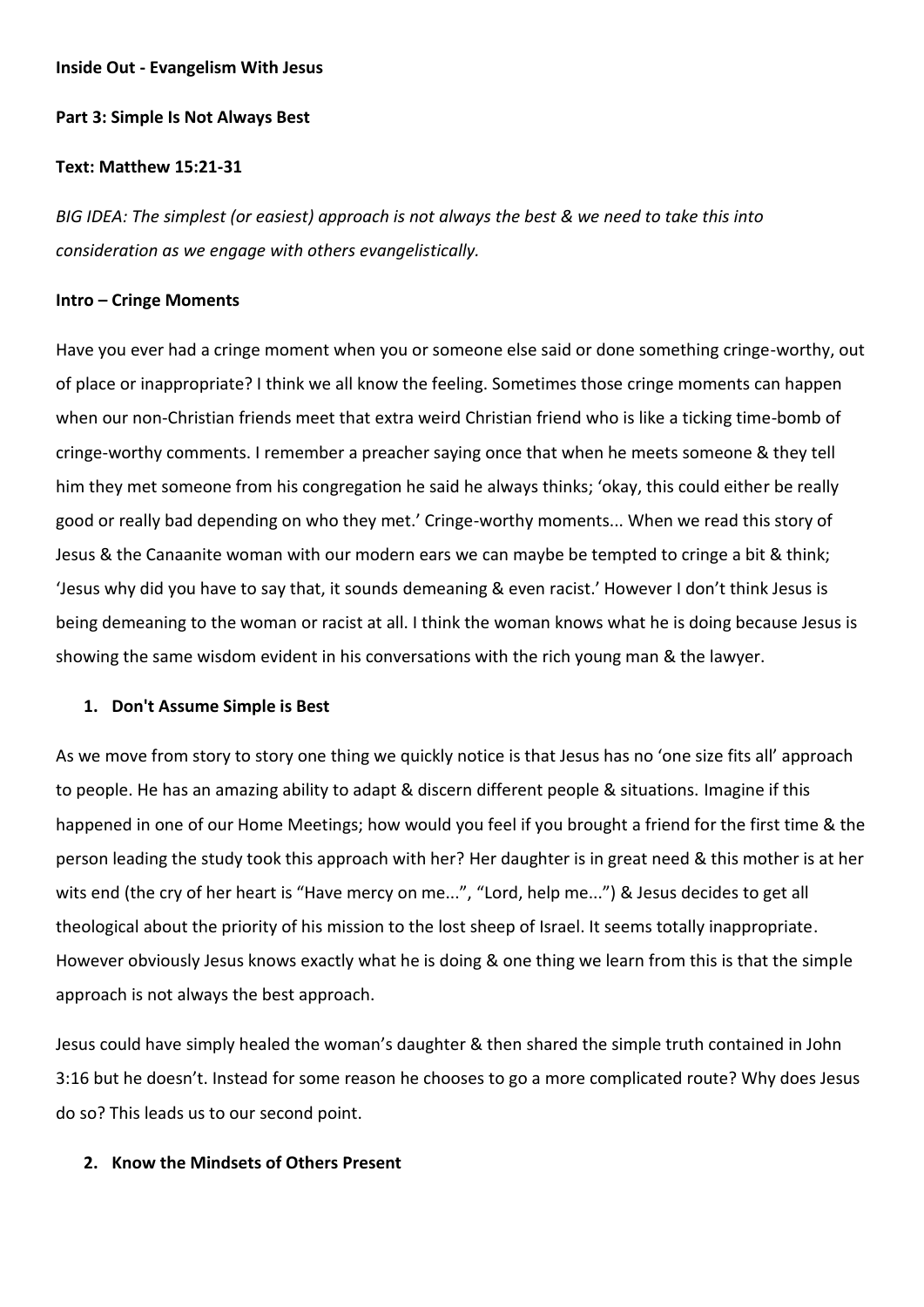**Inside Out - Evangelism With Jesus**

**Part 3: Simple Is Not Always Best**

**Text: Matthew 15:21-31**

*BIG IDEA: The simplest (or easiest) approach is not always the best & we need to take this into consideration as we engage with others evangelistically.*

**Intro – Cringe Moments**

Have you ever had a cringe moment when you or someone else said or done something cringe-worthy, out of place or inappropriate? I think we all know the feeling. Sometimes those cringe moments can happen when our non-Christian friends meet that extra weird Christian friend who is like a ticking time-bomb of cringe-worthy comments. I remember a preacher saying once that when he meets someone & they tell him they met someone from his congregation he said he always thinks; 'okay, this could either be really good or really bad depending on who they met.' Cringe-worthy moments... When we read this story of Jesus & the Canaanite woman with our modern ears we can maybe be tempted to cringe a bit & think; 'Jesus why did you have to say that, it sounds demeaning & even racist.' However I don't think Jesus is being demeaning to the woman or racist at all. I think the woman knows what he is doing because Jesus is showing the same wisdom evident in his conversations with the rich young man & the lawyer.

1. **Don't Assume Simple is Best**

As we move from story to story one thing we quickly notice is that Jesus has no 'one size fits all' approach to people. He has an amazing ability to adapt & discern different people & situations. Imagine if this happened in one of our Home Meetings; how would you feel if you brought a friend for the first time & the person leading the study took this approach with her? Her daughter is in great need & this mother is at her wits end (the cry of her heart is "Have mercy on me...", "Lord, help me...") & Jesus decides to get all theological about the priority of his mission to the lost sheep of Israel. It seems totally inappropriate. However obviously Jesus knows exactly what he is doing & one thing we learn from this is that the simple approach is not always the best approach.

Jesus could have simply healed the woman's daughter & then shared the simple truth contained in John 3:16 but he doesn't. Instead for some reason he chooses to go a more complicated route? Why does Jesus do so? This leads us to our second point.

2. **Know the Mindsets of Others Present**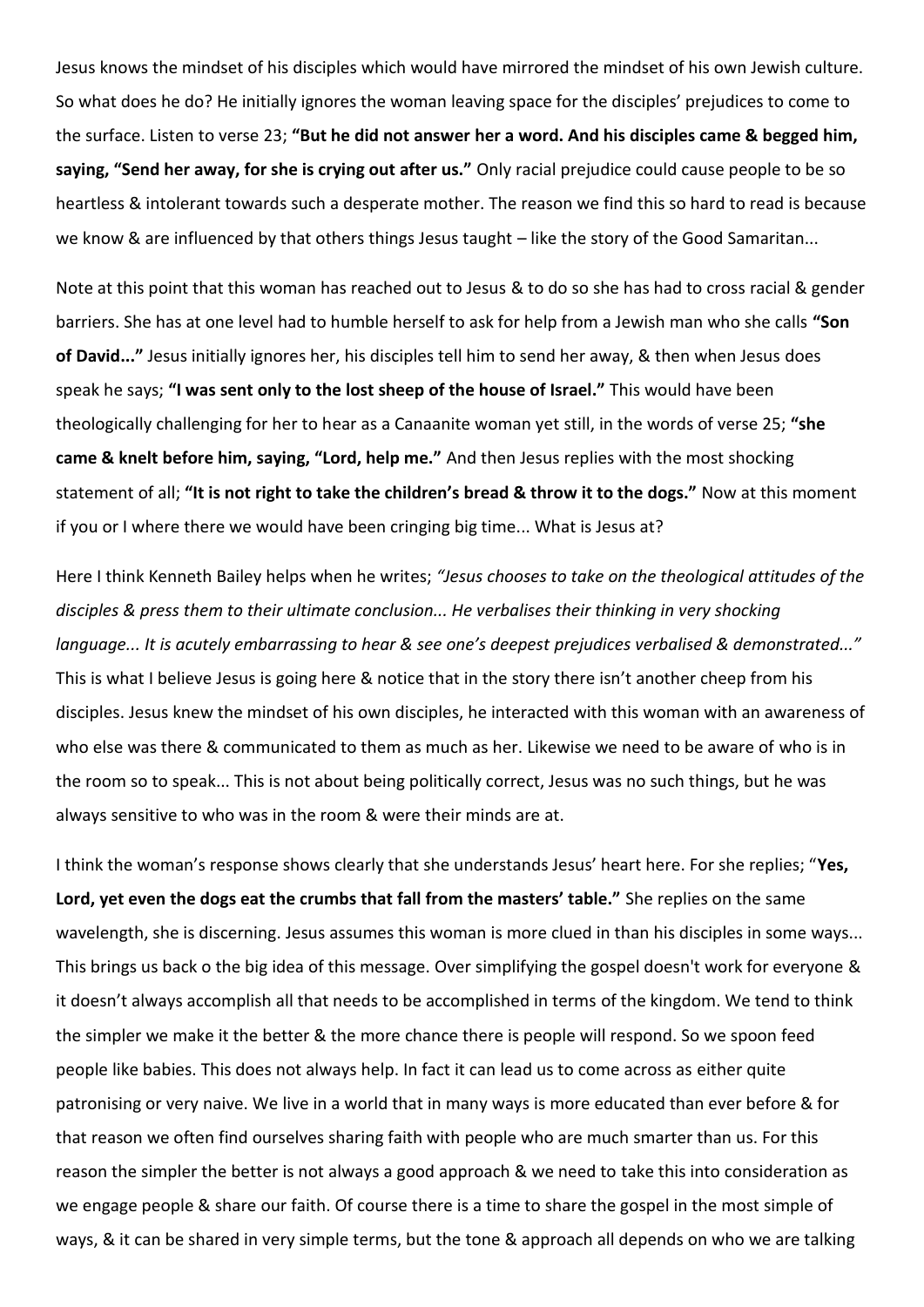Jesus knows the mindset of his disciples which would have mirrored the mindset of his own Jewish culture. So what does he do? He initially ignores the woman leaving space for the disciples' prejudices to come to the surface. Listen to verse 23; **"But he did not answer her a word. And his disciples came & begged him, saying, "Send her away, for she is crying out after us."** Only racial prejudice could cause people to be so heartless & intolerant towards such a desperate mother. The reason we find this so hard to read is because we know & are influenced by that others things Jesus taught – like the story of the Good Samaritan...

Note at this point that this woman has reached out to Jesus & to do so she has had to cross racial & gender barriers. She has at one level had to humble herself to ask for help from a Jewish man who she calls **"Son of David..."** Jesus initially ignores her, his disciples tell him to send her away, & then when Jesus does speak he says; **"I was sent only to the lost sheep of the house of Israel."** This would have been theologically challenging for her to hear as a Canaanite woman yet still, in the words of verse 25; **"she came & knelt before him, saying, "Lord, help me."** And then Jesus replies with the most shocking statement of all; **"It is not right to take the children's bread & throw it to the dogs."** Now at this moment if you or I where there we would have been cringing big time... What is Jesus at?

Here I think Kenneth Bailey helps when he writes; *"Jesus chooses to take on the theological attitudes of the disciples & press them to their ultimate conclusion... He verbalises their thinking in very shocking language... It is acutely embarrassing to hear & see one's deepest prejudices verbalised & demonstrated..."* This is what I believe Jesus is going here & notice that in the story there isn't another cheep from his disciples. Jesus knew the mindset of his own disciples, he interacted with this woman with an awareness of who else was there & communicated to them as much as her. Likewise we need to be aware of who is in the room so to speak... This is not about being politically correct, Jesus was no such things, but he was always sensitive to who was in the room & were their minds are at.

I think the woman's response shows clearly that she understands Jesus' heart here. For she replies; "**Yes, Lord, yet even the dogs eat the crumbs that fall from the masters' table."** She replies on the same wavelength, she is discerning. Jesus assumes this woman is more clued in than his disciples in some ways... This brings us back o the big idea of this message. Over simplifying the gospel doesn't work for everyone & it doesn't always accomplish all that needs to be accomplished in terms of the kingdom. We tend to think the simpler we make it the better & the more chance there is people will respond. So we spoon feed people like babies. This does not always help. In fact it can lead us to come across as either quite patronising or very naive. We live in a world that in many ways is more educated than ever before & for that reason we often find ourselves sharing faith with people who are much smarter than us. For this reason the simpler the better is not always a good approach & we need to take this into consideration as we engage people & share our faith. Of course there is a time to share the gospel in the most simple of ways, & it can be shared in very simple terms, but the tone & approach all depends on who we are talking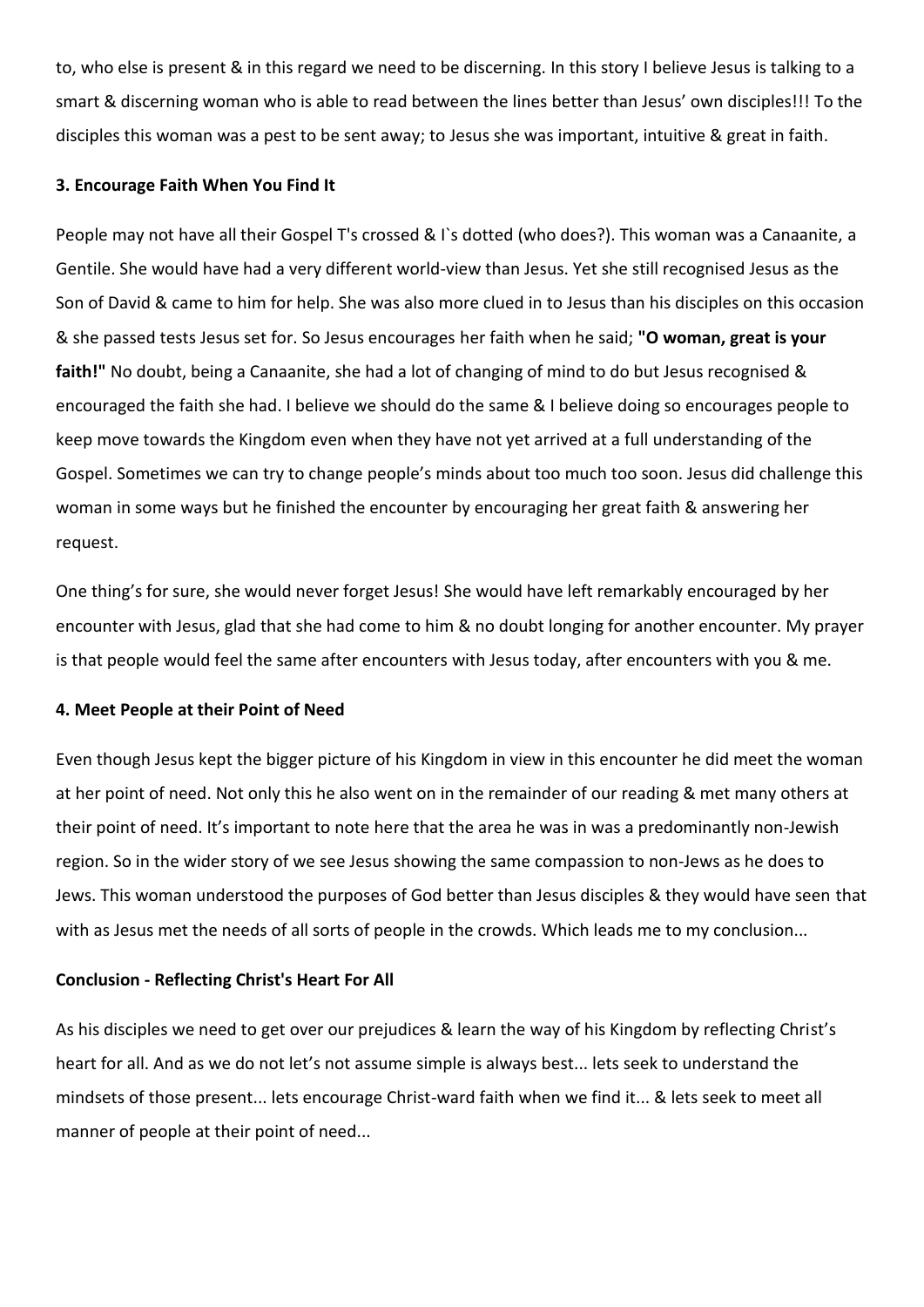to, who else is present & in this regard we need to be discerning. In this story I believe Jesus is talking to a smart & discerning woman who is able to read between the lines better than Jesus' own disciples!!! To the disciples this woman was a pest to be sent away; to Jesus she was important, intuitive & great in faith.

**3. Encourage Faith When You Find It**

People may not have all their Gospel T's crossed & I`s dotted (who does?). This woman was a Canaanite, a Gentile. She would have had a very different world-view than Jesus. Yet she still recognised Jesus as the Son of David & came to him for help. She was also more clued in to Jesus than his disciples on this occasion & she passed tests Jesus set for. So Jesus encourages her faith when he said; **"O woman, great is your faith!"** No doubt, being a Canaanite, she had a lot of changing of mind to do but Jesus recognised & encouraged the faith she had. I believe we should do the same & I believe doing so encourages people to keep move towards the Kingdom even when they have not yet arrived at a full understanding of the Gospel. Sometimes we can try to change people's minds about too much too soon. Jesus did challenge this woman in some ways but he finished the encounter by encouraging her great faith & answering her request.

One thing's for sure, she would never forget Jesus! She would have left remarkably encouraged by her encounter with Jesus, glad that she had come to him & no doubt longing for another encounter. My prayer is that people would feel the same after encounters with Jesus today, after encounters with you & me.

**4. Meet People at their Point of Need**

Even though Jesus kept the bigger picture of his Kingdom in view in this encounter he did meet the woman at her point of need. Not only this he also went on in the remainder of our reading & met many others at their point of need. It's important to note here that the area he was in was a predominantly non-Jewish region. So in the wider story of we see Jesus showing the same compassion to non-Jews as he does to Jews. This woman understood the purposes of God better than Jesus disciples & they would have seen that with as Jesus met the needs of all sorts of people in the crowds. Which leads me to my conclusion...

**Conclusion - Reflecting Christ's Heart For All**

As his disciples we need to get over our prejudices & learn the way of his Kingdom by reflecting Christ's heart for all. And as we do not let's not assume simple is always best... lets seek to understand the mindsets of those present... lets encourage Christ-ward faith when we find it... & lets seek to meet all manner of people at their point of need...